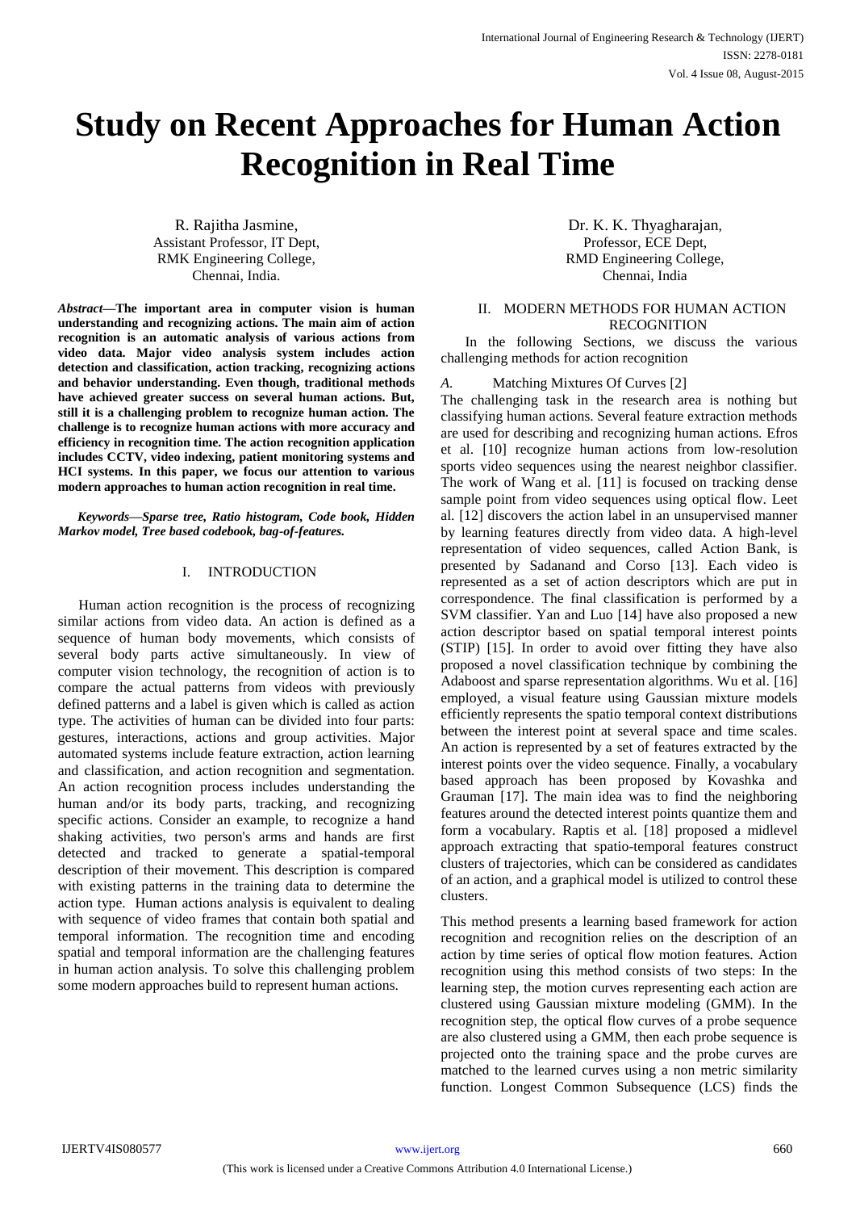# Study on Recent Approaches for Human Action Recognition in Real Time

R. Rajitha Jasmine,
Assistant Professor, IT Dept,
RMK Engineering College,
Chennai, India.

Dr. K. K. Thyagharajan,
Professor, ECE Dept,
RMD Engineering College,
Chennai, India

***Abstract*—The important area in computer vision is human understanding and recognizing actions. The main aim of action recognition is an automatic analysis of various actions from video data. Major video analysis system includes action detection and classification, action tracking, recognizing actions and behavior understanding. Even though, traditional methods have achieved greater success on several human actions. But, still it is a challenging problem to recognize human action. The challenge is to recognize human actions with more accuracy and efficiency in recognition time. The action recognition application includes CCTV, video indexing, patient monitoring systems and HCI systems. In this paper, we focus our attention to various modern approaches to human action recognition in real time.**

***Keywords—Sparse tree, Ratio histogram, Code book, Hidden Markov model, Tree based codebook, bag-of-features.***

## I. INTRODUCTION

Human action recognition is the process of recognizing similar actions from video data. An action is defined as a sequence of human body movements, which consists of several body parts active simultaneously. In view of computer vision technology, the recognition of action is to compare the actual patterns from videos with previously defined patterns and a label is given which is called as action type. The activities of human can be divided into four parts: gestures, interactions, actions and group activities. Major automated systems include feature extraction, action learning and classification, and action recognition and segmentation. An action recognition process includes understanding the human and/or its body parts, tracking, and recognizing specific actions. Consider an example, to recognize a hand shaking activities, two person's arms and hands are first detected and tracked to generate a spatial-temporal description of their movement. This description is compared with existing patterns in the training data to determine the action type. Human actions analysis is equivalent to dealing with sequence of video frames that contain both spatial and temporal information. The recognition time and encoding spatial and temporal information are the challenging features in human action analysis. To solve this challenging problem some modern approaches build to represent human actions.

## II. MODERN METHODS FOR HUMAN ACTION RECOGNITION

In the following Sections, we discuss the various challenging methods for action recognition

### *A.* Matching Mixtures Of Curves [2]

The challenging task in the research area is nothing but classifying human actions. Several feature extraction methods are used for describing and recognizing human actions. Efros et al. [10] recognize human actions from low-resolution sports video sequences using the nearest neighbor classifier. The work of Wang et al. [11] is focused on tracking dense sample point from video sequences using optical flow. Leet al. [12] discovers the action label in an unsupervised manner by learning features directly from video data. A high-level representation of video sequences, called Action Bank, is presented by Sadanand and Corso [13]. Each video is represented as a set of action descriptors which are put in correspondence. The final classification is performed by a SVM classifier. Yan and Luo [14] have also proposed a new action descriptor based on spatial temporal interest points (STIP) [15]. In order to avoid over fitting they have also proposed a novel classification technique by combining the Adaboost and sparse representation algorithms. Wu et al. [16] employed, a visual feature using Gaussian mixture models efficiently represents the spatio temporal context distributions between the interest point at several space and time scales. An action is represented by a set of features extracted by the interest points over the video sequence. Finally, a vocabulary based approach has been proposed by Kovashka and Grauman [17]. The main idea was to find the neighboring features around the detected interest points quantize them and form a vocabulary. Raptis et al. [18] proposed a midlevel approach extracting that spatio-temporal features construct clusters of trajectories, which can be considered as candidates of an action, and a graphical model is utilized to control these clusters.

This method presents a learning based framework for action recognition and recognition relies on the description of an action by time series of optical flow motion features. Action recognition using this method consists of two steps: In the learning step, the motion curves representing each action are clustered using Gaussian mixture modeling (GMM). In the recognition step, the optical flow curves of a probe sequence are also clustered using a GMM, then each probe sequence is projected onto the training space and the probe curves are matched to the learned curves using a non metric similarity function. Longest Common Subsequence (LCS) finds the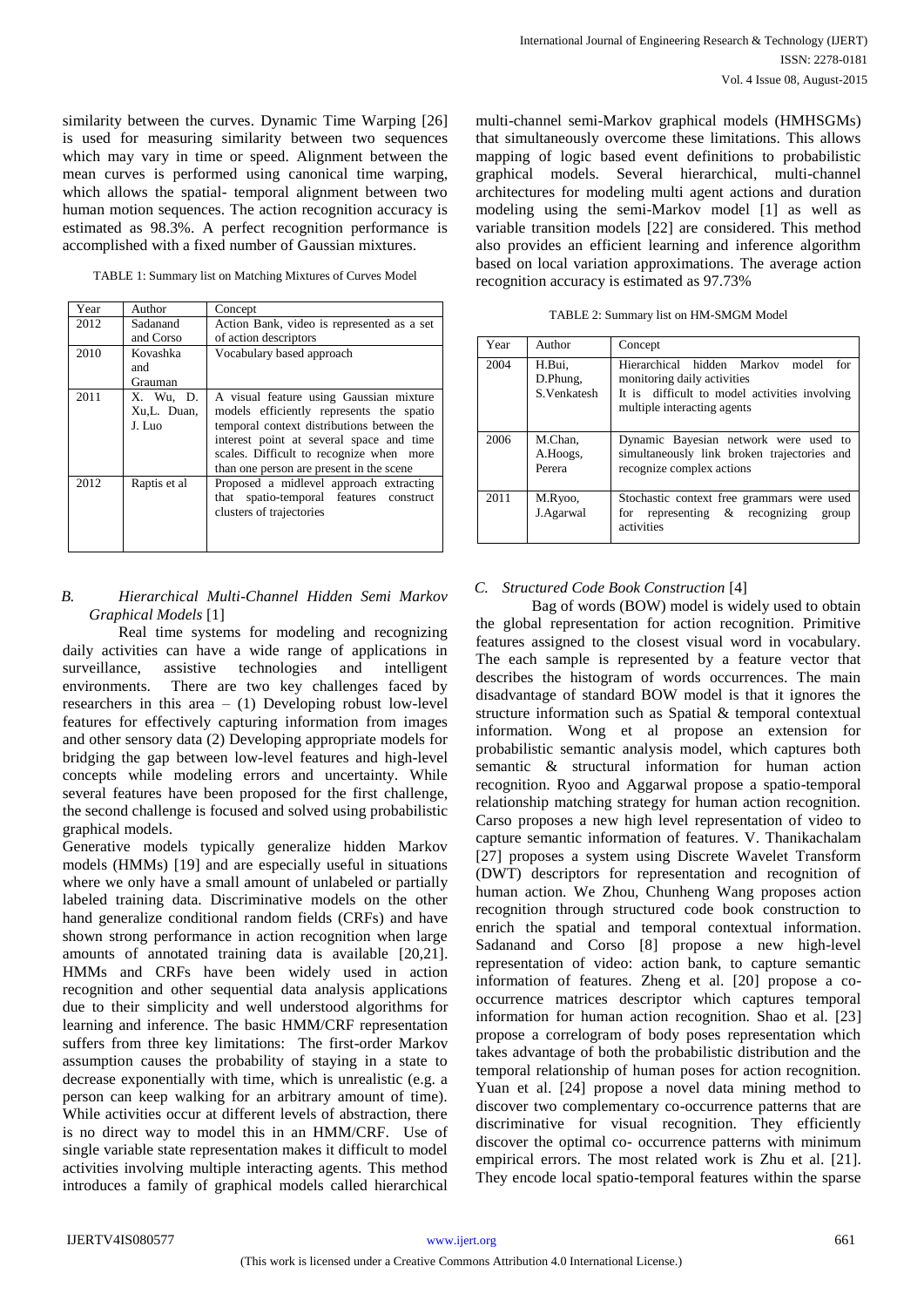similarity between the curves. Dynamic Time Warping [26] is used for measuring similarity between two sequences which may vary in time or speed. Alignment between the mean curves is performed using canonical time warping, which allows the spatial- temporal alignment between two human motion sequences. The action recognition accuracy is estimated as 98.3%. A perfect recognition performance is accomplished with a fixed number of Gaussian mixtures.

TABLE 1: Summary list on Matching Mixtures of Curves Model

| Year | Author | Concept |
|---|---|---|
| 2012 | Sadanand and Corso | Action Bank, video is represented as a set of action descriptors |
| 2010 | Kovashka and Grauman | Vocabulary based approach |
| 2011 | X. Wu, D. Xu,L. Duan, J. Luo | A visual feature using Gaussian mixture models efficiently represents the spatio temporal context distributions between the interest point at several space and time scales. Difficult to recognize when more than one person are present in the scene |
| 2012 | Raptis et al | Proposed a midlevel approach extracting that spatio-temporal features construct clusters of trajectories |

### B. *Hierarchical Multi-Channel Hidden Semi Markov Graphical Models* [1]

Real time systems for modeling and recognizing daily activities can have a wide range of applications in surveillance, assistive technologies and intelligent environments. There are two key challenges faced by researchers in this area – (1) Developing robust low-level features for effectively capturing information from images and other sensory data (2) Developing appropriate models for bridging the gap between low-level features and high-level concepts while modeling errors and uncertainty. While several features have been proposed for the first challenge, the second challenge is focused and solved using probabilistic graphical models.

Generative models typically generalize hidden Markov models (HMMs) [19] and are especially useful in situations where we only have a small amount of unlabeled or partially labeled training data. Discriminative models on the other hand generalize conditional random fields (CRFs) and have shown strong performance in action recognition when large amounts of annotated training data is available [20,21]. HMMs and CRFs have been widely used in action recognition and other sequential data analysis applications due to their simplicity and well understood algorithms for learning and inference. The basic HMM/CRF representation suffers from three key limitations: The first-order Markov assumption causes the probability of staying in a state to decrease exponentially with time, which is unrealistic (e.g. a person can keep walking for an arbitrary amount of time). While activities occur at different levels of abstraction, there is no direct way to model this in an HMM/CRF. Use of single variable state representation makes it difficult to model activities involving multiple interacting agents. This method introduces a family of graphical models called hierarchical multi-channel semi-Markov graphical models (HMHSGMs) that simultaneously overcome these limitations. This allows mapping of logic based event definitions to probabilistic graphical models. Several hierarchical, multi-channel architectures for modeling multi agent actions and duration modeling using the semi-Markov model [1] as well as variable transition models [22] are considered. This method also provides an efficient learning and inference algorithm based on local variation approximations. The average action recognition accuracy is estimated as 97.73%

TABLE 2: Summary list on HM-SMGM Model

| Year | Author | Concept |
|---|---|---|
| 2004 | H.Bui, D.Phung, S.Venkatesh | Hierarchical hidden Markov model for monitoring daily activities<br>It is difficult to model activities involving multiple interacting agents |
| 2006 | M.Chan, A.Hoogs, Perera | Dynamic Bayesian network were used to simultaneously link broken trajectories and recognize complex actions |
| 2011 | M.Ryoo, J.Agarwal | Stochastic context free grammars were used for representing & recognizing group activities |

### C. *Structured Code Book Construction* [4]

Bag of words (BOW) model is widely used to obtain the global representation for action recognition. Primitive features assigned to the closest visual word in vocabulary. The each sample is represented by a feature vector that describes the histogram of words occurrences. The main disadvantage of standard BOW model is that it ignores the structure information such as Spatial & temporal contextual information. Wong et al propose an extension for probabilistic semantic analysis model, which captures both semantic & structural information for human action recognition. Ryoo and Aggarwal propose a spatio-temporal relationship matching strategy for human action recognition. Carso proposes a new high level representation of video to capture semantic information of features. V. Thanikachalam [27] proposes a system using Discrete Wavelet Transform (DWT) descriptors for representation and recognition of human action. We Zhou, Chunheng Wang proposes action recognition through structured code book construction to enrich the spatial and temporal contextual information. Sadanand and Corso [8] propose a new high-level representation of video: action bank, to capture semantic information of features. Zheng et al. [20] propose a co-occurrence matrices descriptor which captures temporal information for human action recognition. Shao et al. [23] propose a correlogram of body poses representation which takes advantage of both the probabilistic distribution and the temporal relationship of human poses for action recognition. Yuan et al. [24] propose a novel data mining method to discover two complementary co-occurrence patterns that are discriminative for visual recognition. They efficiently discover the optimal co- occurrence patterns with minimum empirical errors. The most related work is Zhu et al. [21]. They encode local spatio-temporal features within the sparse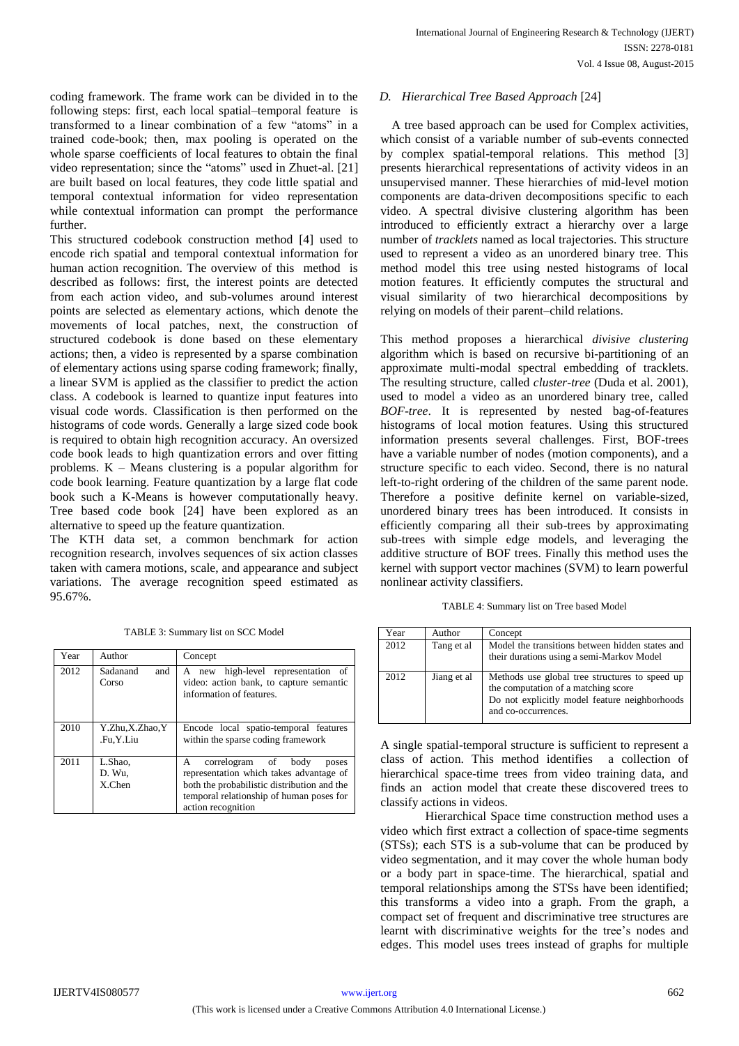coding framework. The frame work can be divided in to the following steps: first, each local spatial–temporal feature is transformed to a linear combination of a few "atoms" in a trained code-book; then, max pooling is operated on the whole sparse coefficients of local features to obtain the final video representation; since the "atoms" used in Zhuet-al. [21] are built based on local features, they code little spatial and temporal contextual information for video representation while contextual information can prompt the performance further.

This structured codebook construction method [4] used to encode rich spatial and temporal contextual information for human action recognition. The overview of this method is described as follows: first, the interest points are detected from each action video, and sub-volumes around interest points are selected as elementary actions, which denote the movements of local patches, next, the construction of structured codebook is done based on these elementary actions; then, a video is represented by a sparse combination of elementary actions using sparse coding framework; finally, a linear SVM is applied as the classifier to predict the action class. A codebook is learned to quantize input features into visual code words. Classification is then performed on the histograms of code words. Generally a large sized code book is required to obtain high recognition accuracy. An oversized code book leads to high quantization errors and over fitting problems. K – Means clustering is a popular algorithm for code book learning. Feature quantization by a large flat code book such a K-Means is however computationally heavy. Tree based code book [24] have been explored as an alternative to speed up the feature quantization.

The KTH data set, a common benchmark for action recognition research, involves sequences of six action classes taken with camera motions, scale, and appearance and subject variations. The average recognition speed estimated as 95.67%.

TABLE 3: Summary list on SCC Model

| Year | Author | Concept |
|---|---|---|
| 2012 | Sadanand and Corso | A new high-level representation of video: action bank, to capture semantic information of features. |
| 2010 | Y.Zhu,X.Zhao,Y.Fu,Y.Liu | Encode local spatio-temporal features within the sparse coding framework |
| 2011 | L.Shao, D. Wu, X.Chen | A correlogram of body poses representation which takes advantage of both the probabilistic distribution and the temporal relationship of human poses for action recognition |

### *D. Hierarchical Tree Based Approach* [24]

A tree based approach can be used for Complex activities, which consist of a variable number of sub-events connected by complex spatial-temporal relations. This method [3] presents hierarchical representations of activity videos in an unsupervised manner. These hierarchies of mid-level motion components are data-driven decompositions specific to each video. A spectral divisive clustering algorithm has been introduced to efficiently extract a hierarchy over a large number of *tracklets* named as local trajectories. This structure used to represent a video as an unordered binary tree. This method model this tree using nested histograms of local motion features. It efficiently computes the structural and visual similarity of two hierarchical decompositions by relying on models of their parent–child relations.

This method proposes a hierarchical *divisive clustering* algorithm which is based on recursive bi-partitioning of an approximate multi-modal spectral embedding of tracklets. The resulting structure, called *cluster-tree* (Duda et al. 2001), used to model a video as an unordered binary tree, called *BOF-tree*. It is represented by nested bag-of-features histograms of local motion features. Using this structured information presents several challenges. First, BOF-trees have a variable number of nodes (motion components), and a structure specific to each video. Second, there is no natural left-to-right ordering of the children of the same parent node. Therefore a positive definite kernel on variable-sized, unordered binary trees has been introduced. It consists in efficiently comparing all their sub-trees by approximating sub-trees with simple edge models, and leveraging the additive structure of BOF trees. Finally this method uses the kernel with support vector machines (SVM) to learn powerful nonlinear activity classifiers.

TABLE 4: Summary list on Tree based Model

| Year | Author | Concept |
|---|---|---|
| 2012 | Tang et al | Model the transitions between hidden states and their durations using a semi-Markov Model |
| 2012 | Jiang et al | Methods use global tree structures to speed up the computation of a matching score<br>Do not explicitly model feature neighborhoods and co-occurrences. |

A single spatial-temporal structure is sufficient to represent a class of action. This method identifies a collection of hierarchical space-time trees from video training data, and finds an action model that create these discovered trees to classify actions in videos.

Hierarchical Space time construction method uses a video which first extract a collection of space-time segments (STSs); each STS is a sub-volume that can be produced by video segmentation, and it may cover the whole human body or a body part in space-time. The hierarchical, spatial and temporal relationships among the STSs have been identified; this transforms a video into a graph. From the graph, a compact set of frequent and discriminative tree structures are learnt with discriminative weights for the tree's nodes and edges. This model uses trees instead of graphs for multiple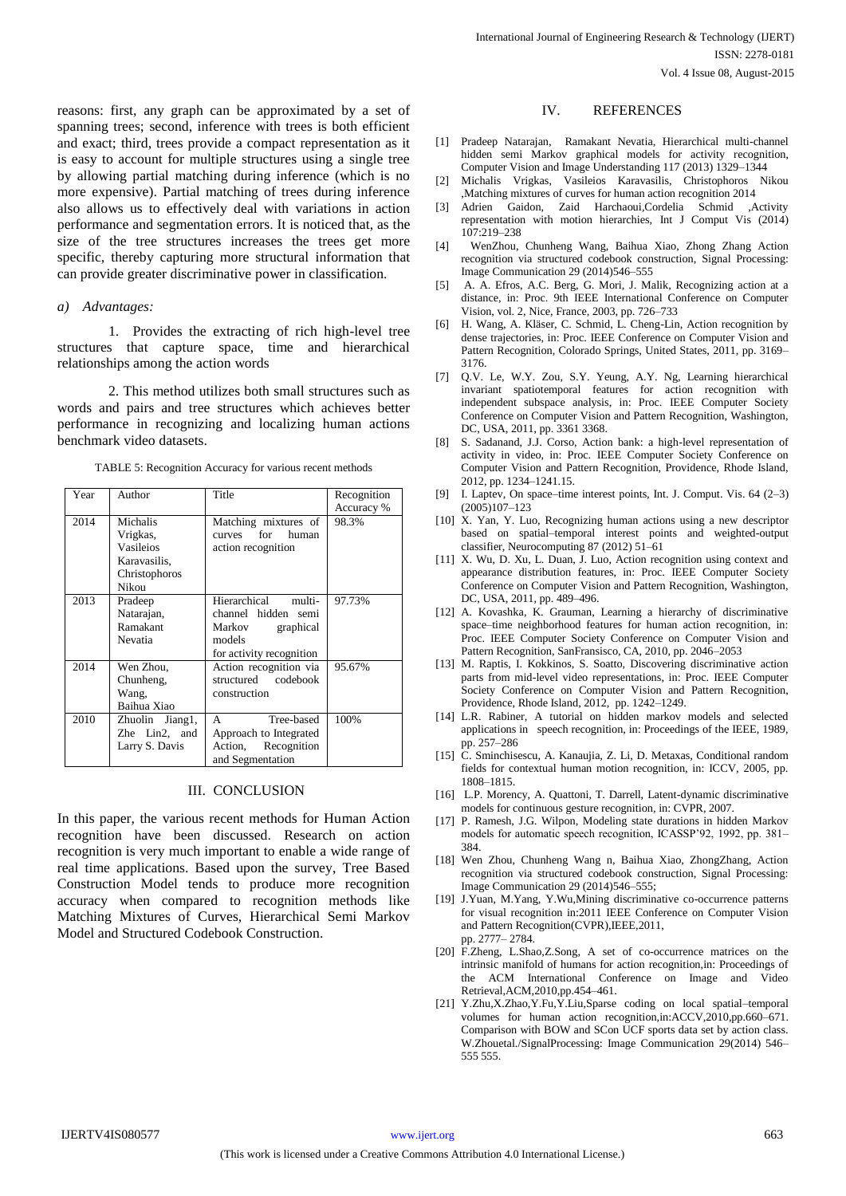reasons: first, any graph can be approximated by a set of spanning trees; second, inference with trees is both efficient and exact; third, trees provide a compact representation as it is easy to account for multiple structures using a single tree by allowing partial matching during inference (which is no more expensive). Partial matching of trees during inference also allows us to effectively deal with variations in action performance and segmentation errors. It is noticed that, as the size of the tree structures increases the trees get more specific, thereby capturing more structural information that can provide greater discriminative power in classification.

*a) Advantages:*

1. Provides the extracting of rich high-level tree structures that capture space, time and hierarchical relationships among the action words

2. This method utilizes both small structures such as words and pairs and tree structures which achieves better performance in recognizing and localizing human actions benchmark video datasets.

TABLE 5: Recognition Accuracy for various recent methods

| Year | Author | Title | Recognition Accuracy % |
|---|---|---|---|
| 2014 | Michalis Vrigkas, Vasileios Karavasilis, Christophoros Nikou | Matching mixtures of curves for human action recognition | 98.3% |
| 2013 | Pradeep Natarajan, Ramakant Nevatia | Hierarchical multi-channel hidden semi Markov graphical models for activity recognition | 97.73% |
| 2014 | Wen Zhou, Chunheng, Wang, Baihua Xiao | Action recognition via structured codebook construction | 95.67% |
| 2010 | Zhuolin Jiang1, Zhe Lin2, and Larry S. Davis | A Tree-based Approach to Integrated Action, Recognition and Segmentation | 100% |

## III. CONCLUSION

In this paper, the various recent methods for Human Action recognition have been discussed. Research on action recognition is very much important to enable a wide range of real time applications. Based upon the survey, Tree Based Construction Model tends to produce more recognition accuracy when compared to recognition methods like Matching Mixtures of Curves, Hierarchical Semi Markov Model and Structured Codebook Construction.

## IV. REFERENCES

[1] Pradeep Natarajan, Ramakant Nevatia, Hierarchical multi-channel hidden semi Markov graphical models for activity recognition, Computer Vision and Image Understanding 117 (2013) 1329–1344

[2] Michalis Vrigkas, Vasileios Karavasilis, Christophoros Nikou ,Matching mixtures of curves for human action recognition 2014

[3] Adrien Gaidon, Zaid Harchaoui,Cordelia Schmid ,Activity representation with motion hierarchies, Int J Comput Vis (2014) 107:219–238

[4] WenZhou, Chunheng Wang, Baihua Xiao, Zhong Zhang Action recognition via structured codebook construction, Signal Processing: Image Communication 29 (2014)546–555

[5] A. A. Efros, A.C. Berg, G. Mori, J. Malik, Recognizing action at a distance, in: Proc. 9th IEEE International Conference on Computer Vision, vol. 2, Nice, France, 2003, pp. 726–733

[6] H. Wang, A. Kläser, C. Schmid, L. Cheng-Lin, Action recognition by dense trajectories, in: Proc. IEEE Conference on Computer Vision and Pattern Recognition, Colorado Springs, United States, 2011, pp. 3169–3176.

[7] Q.V. Le, W.Y. Zou, S.Y. Yeung, A.Y. Ng, Learning hierarchical invariant spatiotemporal features for action recognition with independent subspace analysis, in: Proc. IEEE Computer Society Conference on Computer Vision and Pattern Recognition, Washington, DC, USA, 2011, pp. 3361 3368.

[8] S. Sadanand, J.J. Corso, Action bank: a high-level representation of activity in video, in: Proc. IEEE Computer Society Conference on Computer Vision and Pattern Recognition, Providence, Rhode Island, 2012, pp. 1234–1241.15.

[9] I. Laptev, On space–time interest points, Int. J. Comput. Vis. 64 (2–3)(2005)107–123

[10] X. Yan, Y. Luo, Recognizing human actions using a new descriptor based on spatial–temporal interest points and weighted-output classifier, Neurocomputing 87 (2012) 51–61

[11] X. Wu, D. Xu, L. Duan, J. Luo, Action recognition using context and appearance distribution features, in: Proc. IEEE Computer Society Conference on Computer Vision and Pattern Recognition, Washington, DC, USA, 2011, pp. 489–496.

[12] A. Kovashka, K. Grauman, Learning a hierarchy of discriminative space–time neighborhood features for human action recognition, in: Proc. IEEE Computer Society Conference on Computer Vision and Pattern Recognition, SanFransisco, CA, 2010, pp. 2046–2053

[13] M. Raptis, I. Kokkinos, S. Soatto, Discovering discriminative action parts from mid-level video representations, in: Proc. IEEE Computer Society Conference on Computer Vision and Pattern Recognition, Providence, Rhode Island, 2012, pp. 1242–1249.

[14] L.R. Rabiner, A tutorial on hidden markov models and selected applications in speech recognition, in: Proceedings of the IEEE, 1989, pp. 257–286

[15] C. Sminchisescu, A. Kanaujia, Z. Li, D. Metaxas, Conditional random fields for contextual human motion recognition, in: ICCV, 2005, pp. 1808–1815.

[16] L.P. Morency, A. Quattoni, T. Darrell, Latent-dynamic discriminative models for continuous gesture recognition, in: CVPR, 2007.

[17] P. Ramesh, J.G. Wilpon, Modeling state durations in hidden Markov models for automatic speech recognition, ICASSP'92, 1992, pp. 381–384.

[18] Wen Zhou, Chunheng Wang n, Baihua Xiao, ZhongZhang, Action recognition via structured codebook construction, Signal Processing: Image Communication 29 (2014)546–555;

[19] J.Yuan, M.Yang, Y.Wu,Mining discriminative co-occurrence patterns for visual recognition in:2011 IEEE Conference on Computer Vision and Pattern Recognition(CVPR),IEEE,2011, pp. 2777– 2784.

[20] F.Zheng, L.Shao,Z.Song, A set of co-occurrence matrices on the intrinsic manifold of humans for action recognition,in: Proceedings of the ACM International Conference on Image and Video Retrieval,ACM,2010,pp.454–461.

[21] Y.Zhu,X.Zhao,Y.Fu,Y.Liu,Sparse coding on local spatial–temporal volumes for human action recognition,in:ACCV,2010,pp.660–671. Comparison with BOW and SCon UCF sports data set by action class. W.Zhouetal./SignalProcessing: Image Communication 29(2014) 546–555 555.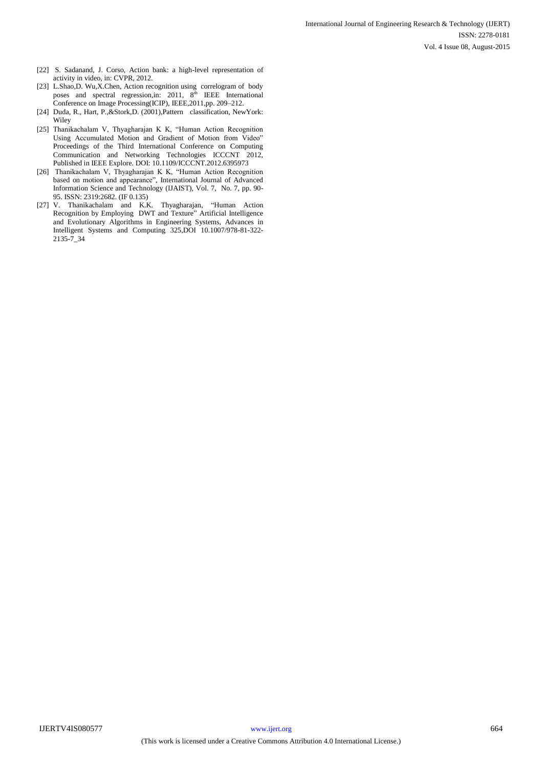[22] S. Sadanand, J. Corso, Action bank: a high-level representation of activity in video, in: CVPR, 2012.

[23] L.Shao,D. Wu,X.Chen, Action recognition using correlogram of body poses and spectral regression,in: 2011, 8th IEEE International Conference on Image Processing(ICIP), IEEE,2011,pp. 209–212.

[24] Duda, R., Hart, P.,&Stork,D. (2001),Pattern classification, NewYork: Wiley

[25] Thanikachalam V, Thyagharajan K K, "Human Action Recognition Using Accumulated Motion and Gradient of Motion from Video" Proceedings of the Third International Conference on Computing Communication and Networking Technologies ICCCNT 2012, Published in IEEE Explore. DOI: 10.1109/ICCCNT.2012.6395973

[26] Thanikachalam V, Thyagharajan K K, "Human Action Recognition based on motion and appearance", International Journal of Advanced Information Science and Technology (IJAIST), Vol. 7, No. 7, pp. 90-95. ISSN: 2319:2682. (IF 0.135)

[27] V. Thanikachalam and K.K. Thyagharajan, "Human Action Recognition by Employing DWT and Texture" Artificial Intelligence and Evolutionary Algorithms in Engineering Systems, Advances in Intelligent Systems and Computing 325,DOI 10.1007/978-81-322-2135-7_34